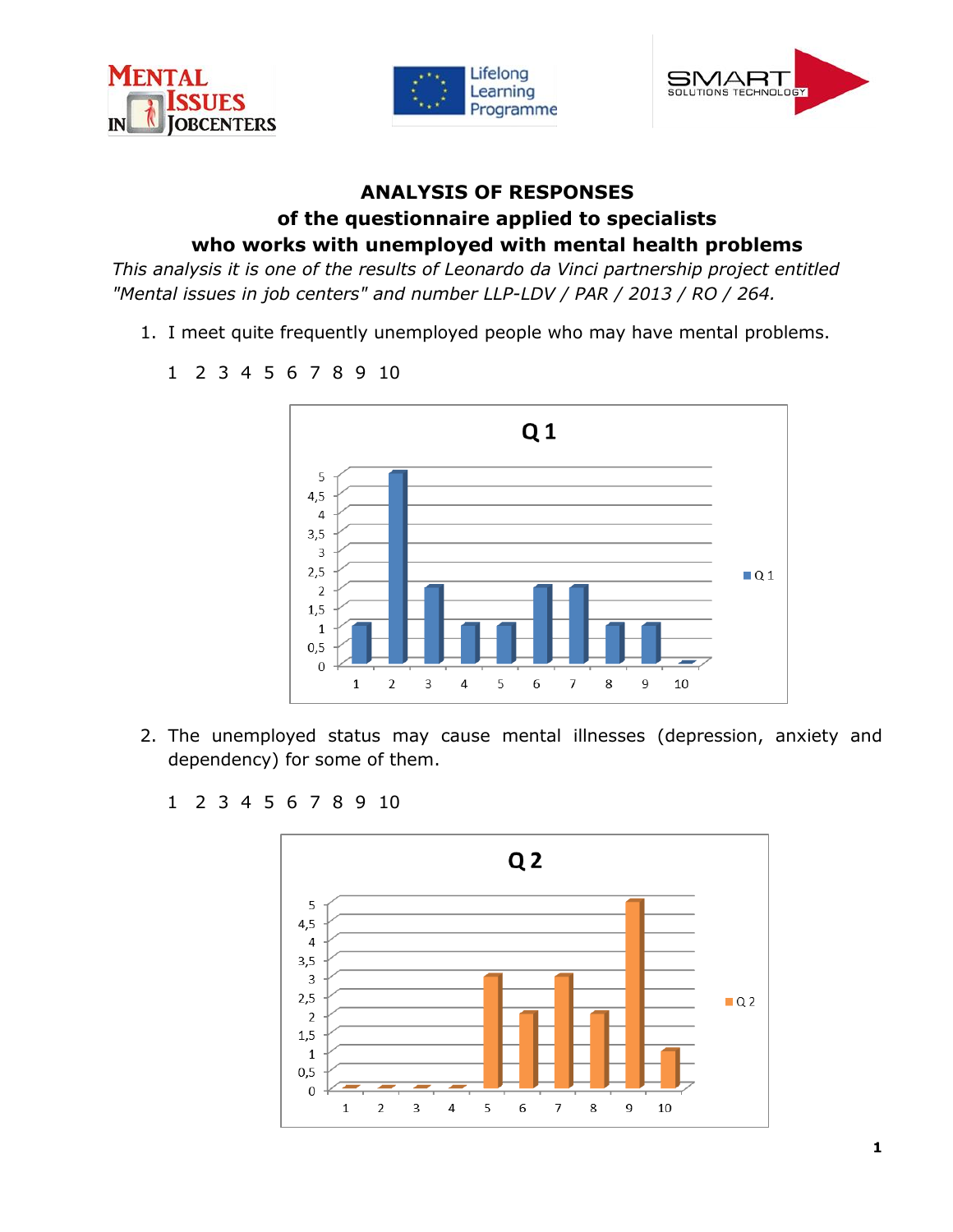# ANALYSIS OF RESPONSES
## of the questionnaire applied to specialists
## who works with unemployed with mental health problems

*This analysis it is one of the results of Leonardo da Vinci partnership project entitled "Mental issues in job centers" and number LLP-LDV / PAR / 2013 / RO / 264.*

1. I meet quite frequently unemployed people who may have mental problems.

   1 2 3 4 5 6 7 8 9 10

2. The unemployed status may cause mental illnesses (depression, anxiety and dependency) for some of them.

   1 2 3 4 5 6 7 8 9 10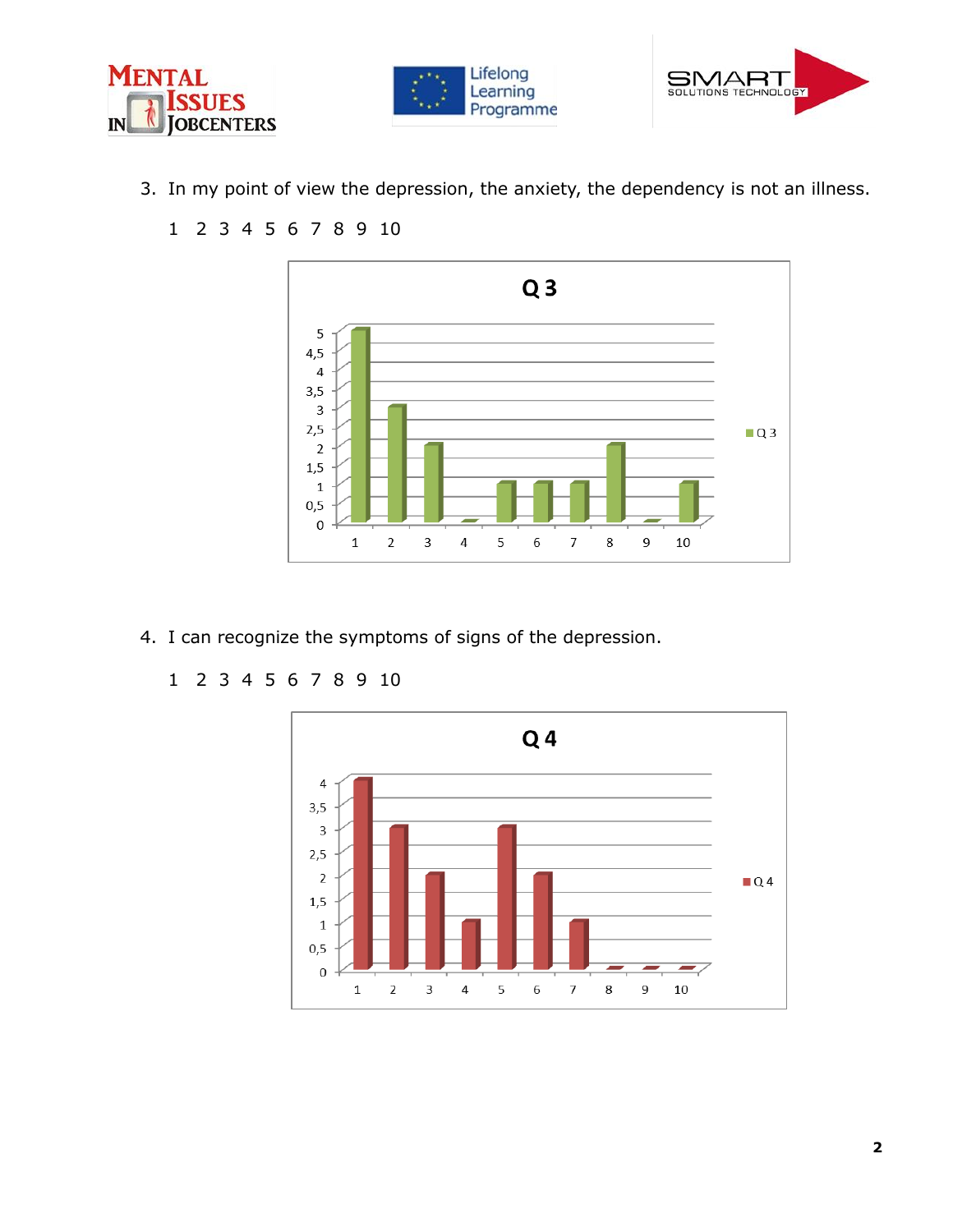3. In my point of view the depression, the anxiety, the dependency is not an illness.

   1  2  3  4  5  6  7  8  9  10

**Q 3**

| Response | Q 3 |
|---|---|
| 1 | 5 |
| 2 | 3 |
| 3 | 2 |
| 4 | 0 |
| 5 | 1 |
| 6 | 1 |
| 7 | 1 |
| 8 | 2 |
| 9 | 0 |
| 10 | 1 |

4. I can recognize the symptoms of signs of the depression.

   1  2  3  4  5  6  7  8  9  10

**Q 4**

| Response | Q 4 |
|---|---|
| 1 | 4 |
| 2 | 3 |
| 3 | 2 |
| 4 | 1 |
| 5 | 3 |
| 6 | 2 |
| 7 | 1 |
| 8 | 0 |
| 9 | 0 |
| 10 | 0 |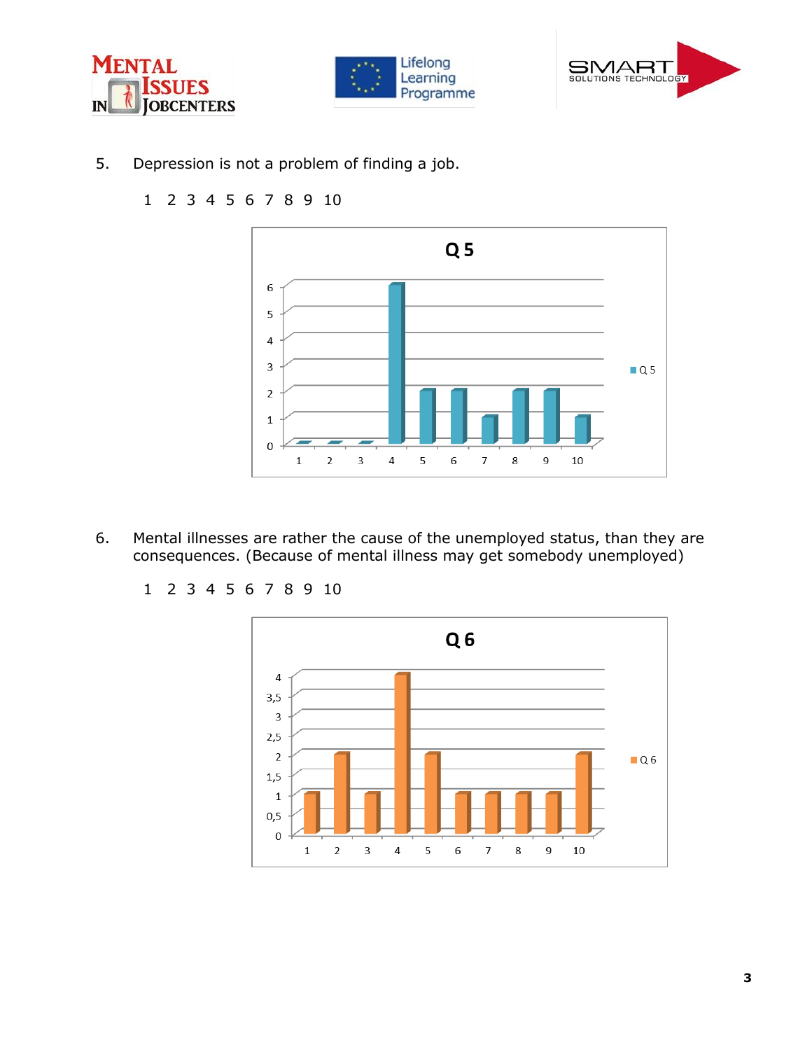5. Depression is not a problem of finding a job.

   1 2 3 4 5 6 7 8 9 10

6. Mental illnesses are rather the cause of the unemployed status, than they are consequences. (Because of mental illness may get somebody unemployed)

   1 2 3 4 5 6 7 8 9 10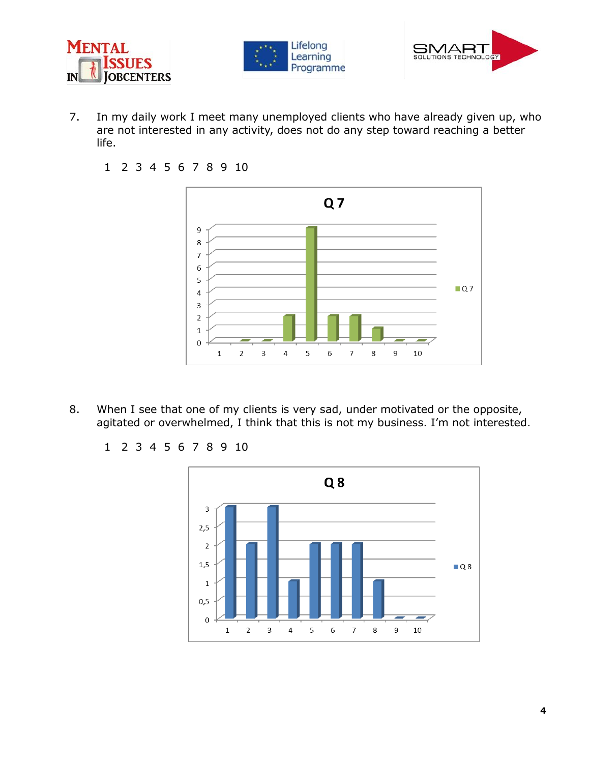7. In my daily work I meet many unemployed clients who have already given up, who are not interested in any activity, does not do any step toward reaching a better life.

   1 2 3 4 5 6 7 8 9 10

**Q 7**

| Answer | 1 | 2 | 3 | 4 | 5 | 6 | 7 | 8 | 9 | 10 |
|---|---|---|---|---|---|---|---|---|---|---|
| Q 7 | 0 | 0 | 0 | 2 | 9 | 2 | 2 | 1 | 0 | 0 |

8. When I see that one of my clients is very sad, under motivated or the opposite, agitated or overwhelmed, I think that this is not my business. I'm not interested.

   1 2 3 4 5 6 7 8 9 10

**Q 8**

| Answer | 1 | 2 | 3 | 4 | 5 | 6 | 7 | 8 | 9 | 10 |
|---|---|---|---|---|---|---|---|---|---|---|
| Q 8 | 3 | 2 | 3 | 1 | 2 | 2 | 2 | 1 | 0 | 0 |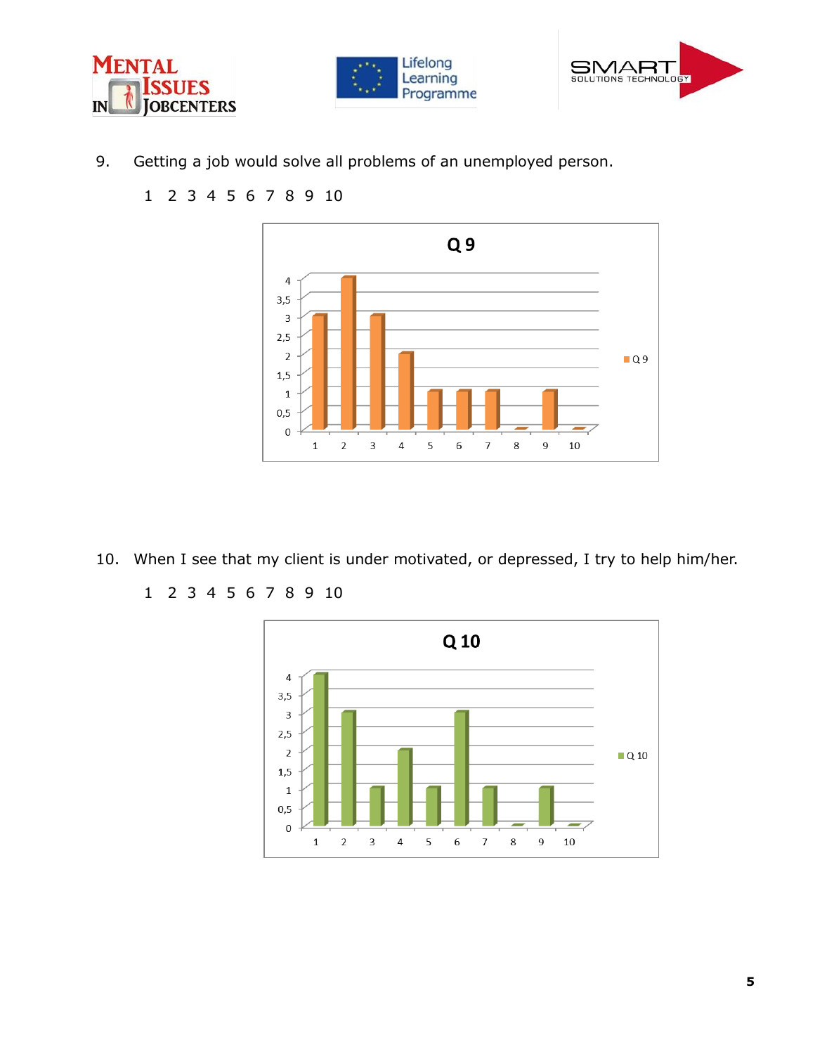9. Getting a job would solve all problems of an unemployed person.

   1 2 3 4 5 6 7 8 9 10

**Q 9**

| | 1 | 2 | 3 | 4 | 5 | 6 | 7 | 8 | 9 | 10 |
|---|---|---|---|---|---|---|---|---|---|---|
| Q 9 | 3 | 4 | 3 | 2 | 1 | 1 | 1 | 0 | 1 | 0 |

10. When I see that my client is under motivated, or depressed, I try to help him/her.

   1 2 3 4 5 6 7 8 9 10

**Q 10**

| | 1 | 2 | 3 | 4 | 5 | 6 | 7 | 8 | 9 | 10 |
|---|---|---|---|---|---|---|---|---|---|---|
| Q 10 | 4 | 3 | 1 | 2 | 1 | 3 | 1 | 0 | 1 | 0 |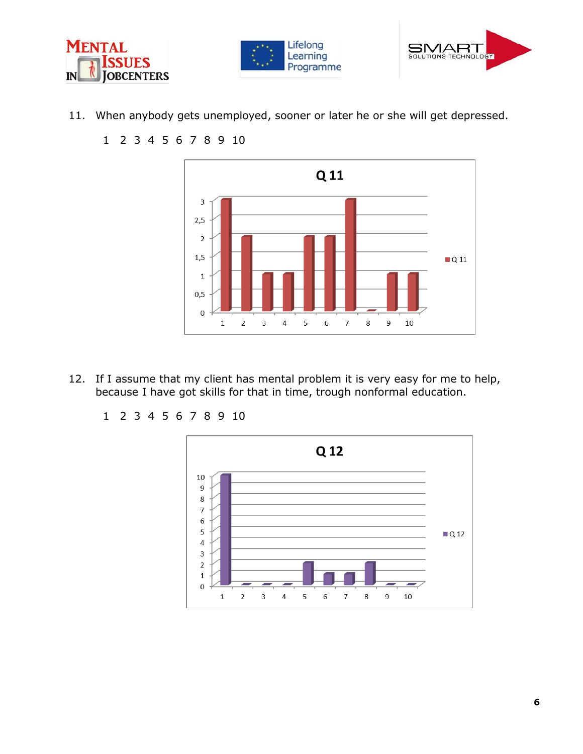11. When anybody gets unemployed, sooner or later he or she will get depressed.

    1 2 3 4 5 6 7 8 9 10

**Q 11**

| Answer | 1 | 2 | 3 | 4 | 5 | 6 | 7 | 8 | 9 | 10 |
|---|---|---|---|---|---|---|---|---|---|---|
| Q 11 | 3 | 2 | 1 | 1 | 2 | 2 | 3 | 0 | 1 | 1 |

12. If I assume that my client has mental problem it is very easy for me to help, because I have got skills for that in time, trough nonformal education.

    1 2 3 4 5 6 7 8 9 10

**Q 12**

| Answer | 1 | 2 | 3 | 4 | 5 | 6 | 7 | 8 | 9 | 10 |
|---|---|---|---|---|---|---|---|---|---|---|
| Q 12 | 10 | 0 | 0 | 0 | 2 | 1 | 1 | 2 | 0 | 0 |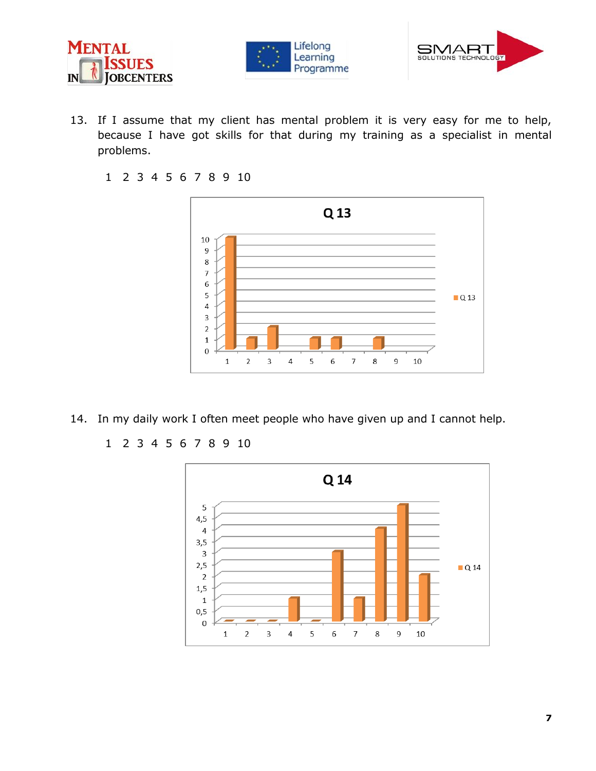13. If I assume that my client has mental problem it is very easy for me to help, because I have got skills for that during my training as a specialist in mental problems.

    1 2 3 4 5 6 7 8 9 10

**Q 13**

| | 1 | 2 | 3 | 4 | 5 | 6 | 7 | 8 | 9 | 10 |
|---|---|---|---|---|---|---|---|---|---|---|
| Q 13 | 10 | 1 | 2 | 0 | 1 | 1 | 0 | 1 | 0 | 0 |

14. In my daily work I often meet people who have given up and I cannot help.

    1 2 3 4 5 6 7 8 9 10

**Q 14**

| | 1 | 2 | 3 | 4 | 5 | 6 | 7 | 8 | 9 | 10 |
|---|---|---|---|---|---|---|---|---|---|---|
| Q 14 | 0 | 0 | 0 | 1 | 0 | 3 | 1 | 4 | 5 | 2 |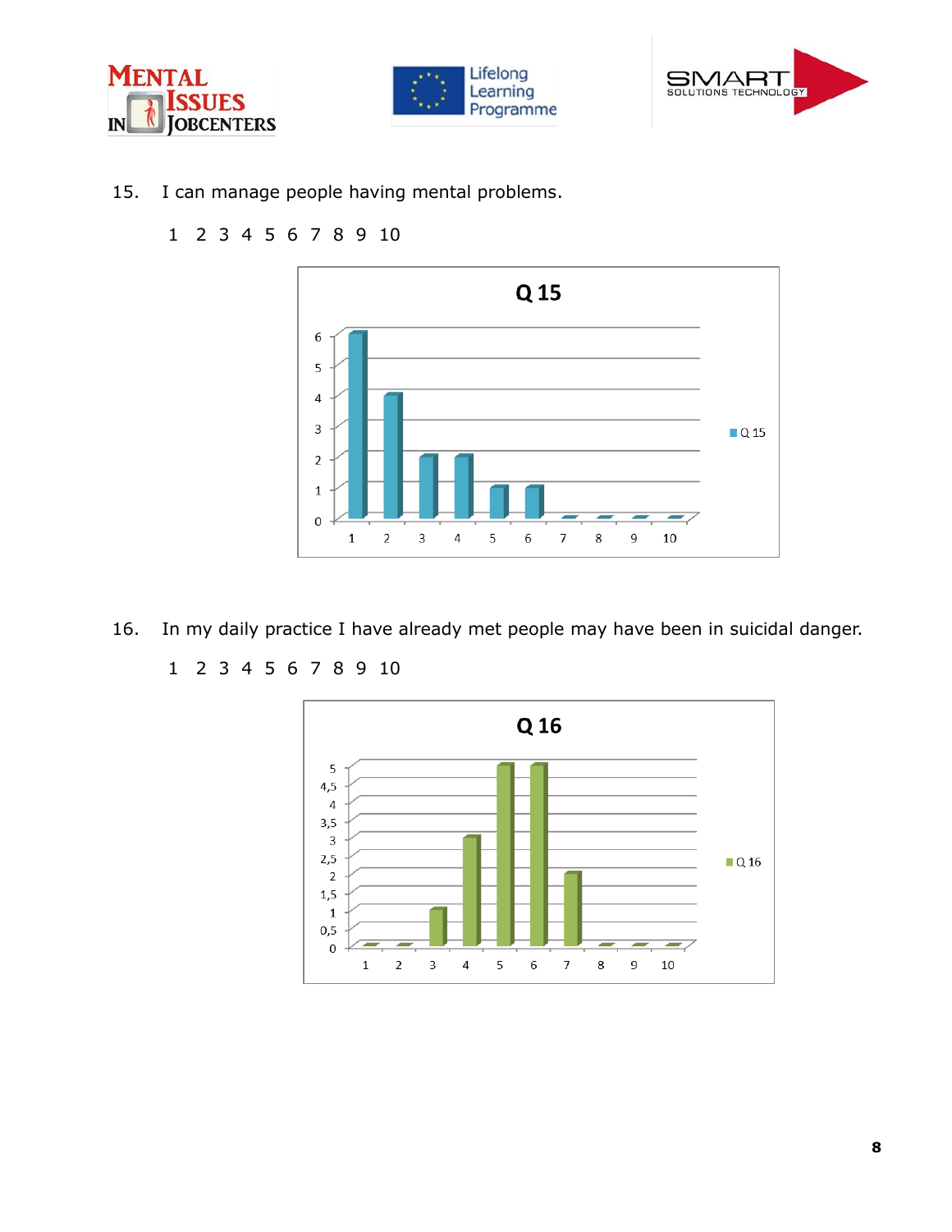15. I can manage people having mental problems.

 1 2 3 4 5 6 7 8 9 10

16. In my daily practice I have already met people may have been in suicidal danger.

 1 2 3 4 5 6 7 8 9 10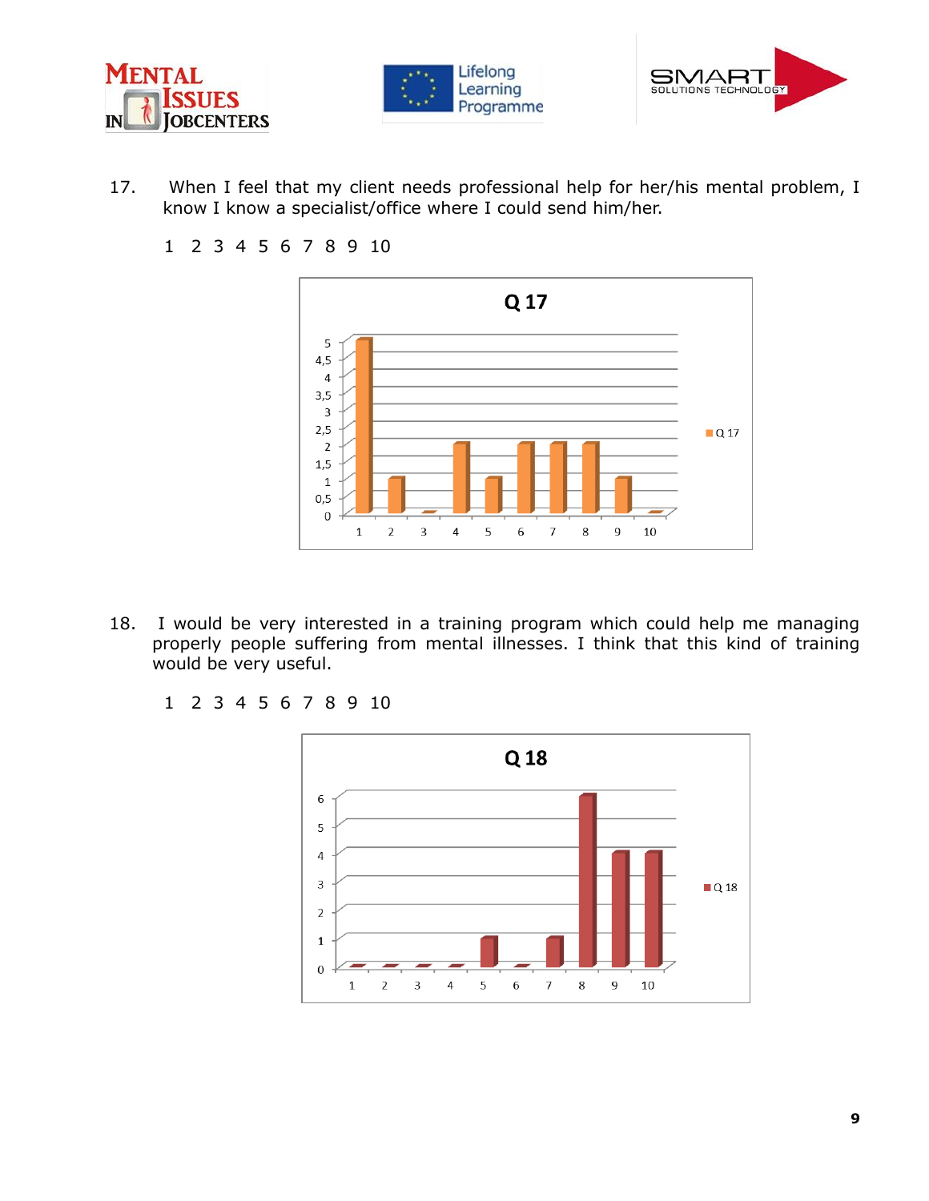17. When I feel that my client needs professional help for her/his mental problem, I know I know a specialist/office where I could send him/her.

    1 2 3 4 5 6 7 8 9 10

18. I would be very interested in a training program which could help me managing properly people suffering from mental illnesses. I think that this kind of training would be very useful.

    1 2 3 4 5 6 7 8 9 10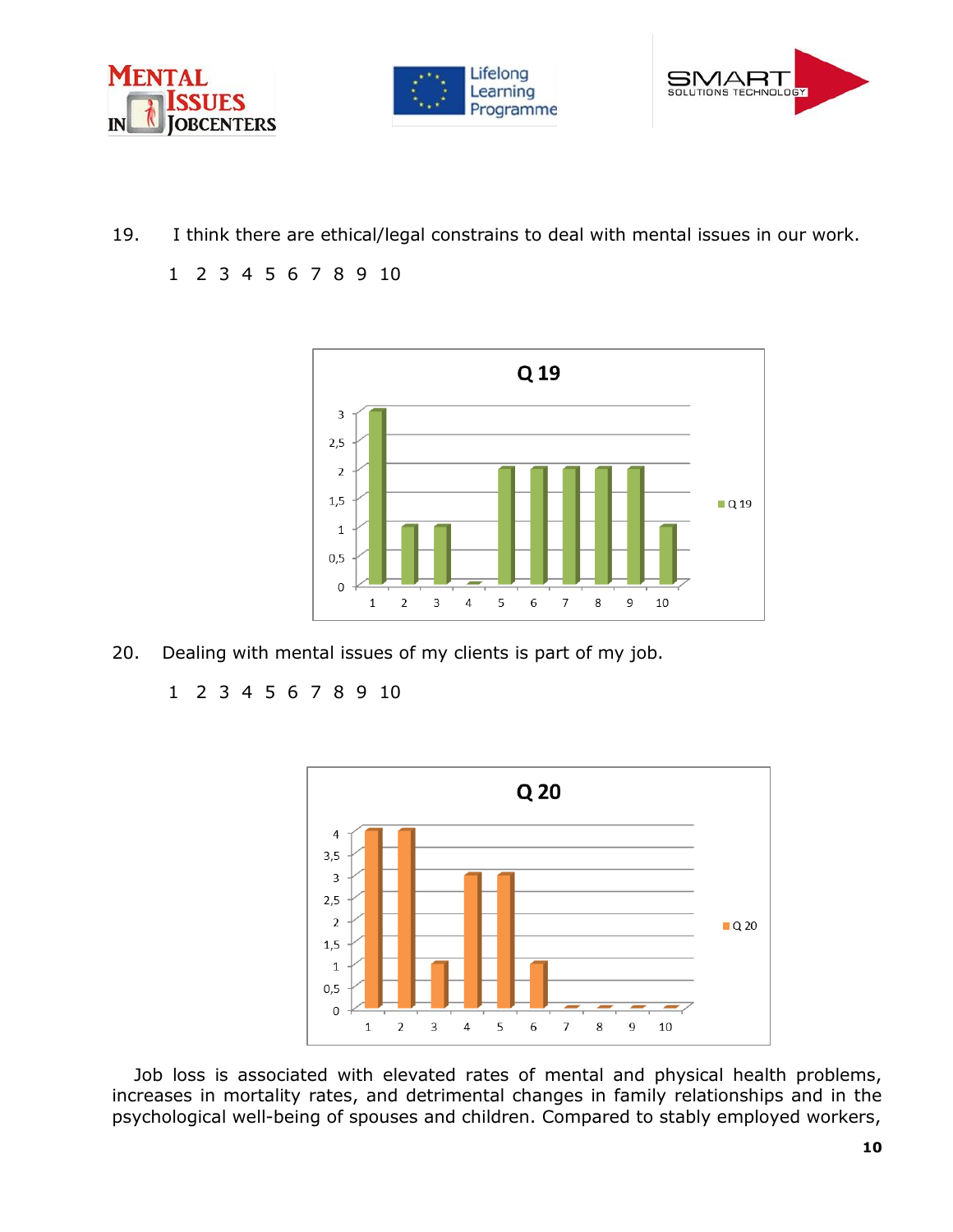19. I think there are ethical/legal constrains to deal with mental issues in our work.

1 2 3 4 5 6 7 8 9 10

20. Dealing with mental issues of my clients is part of my job.

1 2 3 4 5 6 7 8 9 10

Job loss is associated with elevated rates of mental and physical health problems, increases in mortality rates, and detrimental changes in family relationships and in the psychological well-being of spouses and children. Compared to stably employed workers,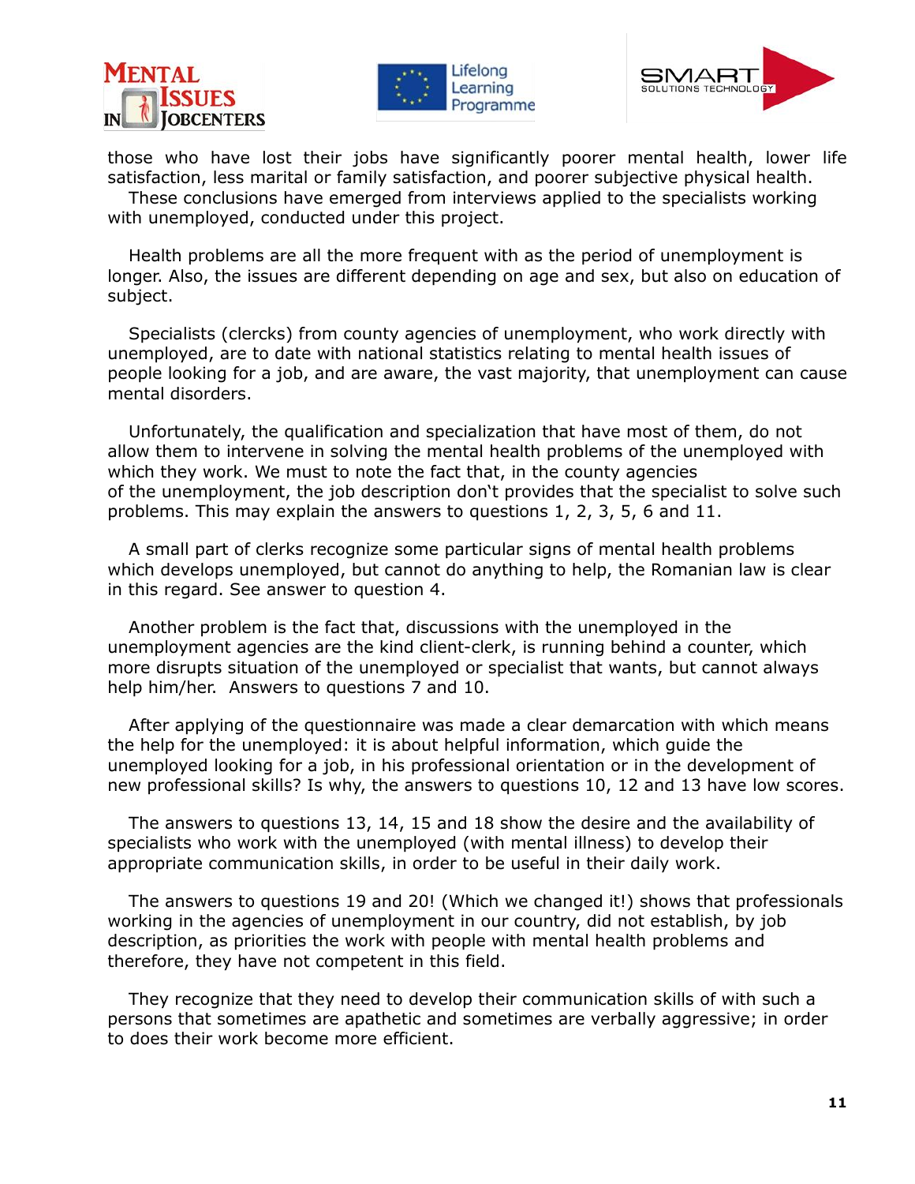those who have lost their jobs have significantly poorer mental health, lower life satisfaction, less marital or family satisfaction, and poorer subjective physical health.
These conclusions have emerged from interviews applied to the specialists working with unemployed, conducted under this project.

Health problems are all the more frequent with as the period of unemployment is longer. Also, the issues are different depending on age and sex, but also on education of subject.

Specialists (clercks) from county agencies of unemployment, who work directly with unemployed, are to date with national statistics relating to mental health issues of people looking for a job, and are aware, the vast majority, that unemployment can cause mental disorders.

Unfortunately, the qualification and specialization that have most of them, do not allow them to intervene in solving the mental health problems of the unemployed with which they work. We must to note the fact that, in the county agencies of the unemployment, the job description don't provides that the specialist to solve such problems. This may explain the answers to questions 1, 2, 3, 5, 6 and 11.

A small part of clerks recognize some particular signs of mental health problems which develops unemployed, but cannot do anything to help, the Romanian law is clear in this regard. See answer to question 4.

Another problem is the fact that, discussions with the unemployed in the unemployment agencies are the kind client-clerk, is running behind a counter, which more disrupts situation of the unemployed or specialist that wants, but cannot always help him/her. Answers to questions 7 and 10.

After applying of the questionnaire was made a clear demarcation with which means the help for the unemployed: it is about helpful information, which guide the unemployed looking for a job, in his professional orientation or in the development of new professional skills? Is why, the answers to questions 10, 12 and 13 have low scores.

The answers to questions 13, 14, 15 and 18 show the desire and the availability of specialists who work with the unemployed (with mental illness) to develop their appropriate communication skills, in order to be useful in their daily work.

The answers to questions 19 and 20! (Which we changed it!) shows that professionals working in the agencies of unemployment in our country, did not establish, by job description, as priorities the work with people with mental health problems and therefore, they have not competent in this field.

They recognize that they need to develop their communication skills of with such a persons that sometimes are apathetic and sometimes are verbally aggressive; in order to does their work become more efficient.